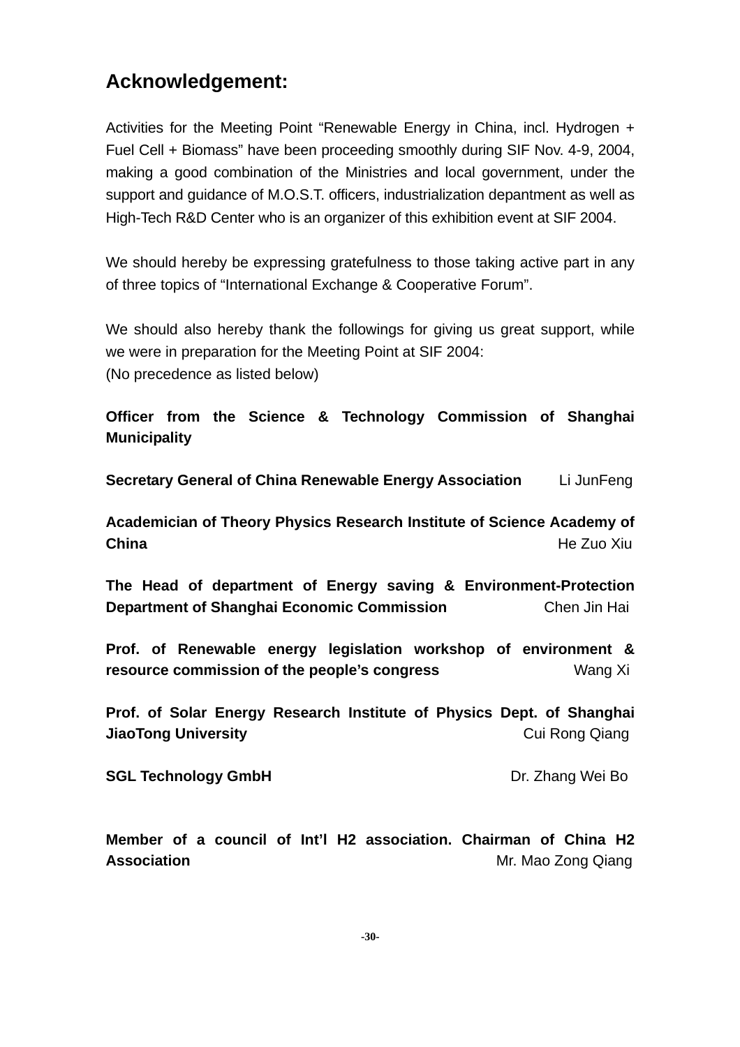## Acknowledgement:

Activities for the Meeting Point "Renewable Energy in China, incl. Hydrogen + Fuel Cell + Biomass" have been proceeding smoothly during SIF Nov. 4-9, 2004, making a good combination of the Ministries and local government, under the support and guidance of M.O.S.T. officers, industrialization depantment as well as High-Tech R&D Center who is an organizer of this exhibition event at SIF 2004.

We should hereby be expressing gratefulness to those taking active part in any of three topics of "International Exchange & Cooperative Forum".

We should also hereby thank the followings for giving us great support, while we were in preparation for the Meeting Point at SIF 2004:
(No precedence as listed below)

**Officer from the Science & Technology Commission of Shanghai Municipality**

**Secretary General of China Renewable Energy Association** Li JunFeng

**Academician of Theory Physics Research Institute of Science Academy of China** He Zuo Xiu

**The Head of department of Energy saving & Environment-Protection Department of Shanghai Economic Commission** Chen Jin Hai

**Prof. of Renewable energy legislation workshop of environment & resource commission of the people's congress** Wang Xi

**Prof. of Solar Energy Research Institute of Physics Dept. of Shanghai JiaoTong University** Cui Rong Qiang

**SGL Technology GmbH** Dr. Zhang Wei Bo

**Member of a council of Int'l H2 association. Chairman of China H2 Association** Mr. Mao Zong Qiang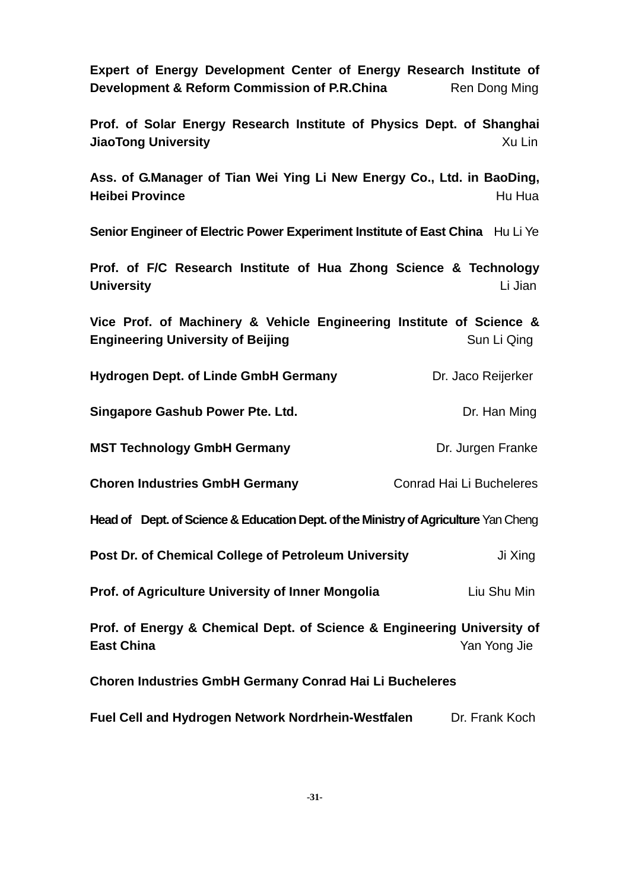**Expert of Energy Development Center of Energy Research Institute of Development & Reform Commission of P.R.China** Ren Dong Ming

**Prof. of Solar Energy Research Institute of Physics Dept. of Shanghai JiaoTong University** Xu Lin

**Ass. of G.Manager of Tian Wei Ying Li New Energy Co., Ltd. in BaoDing, Heibei Province** Hu Hua

**Senior Engineer of Electric Power Experiment Institute of East China** Hu Li Ye

**Prof. of F/C Research Institute of Hua Zhong Science & Technology University** Li Jian

**Vice Prof. of Machinery & Vehicle Engineering Institute of Science & Engineering University of Beijing** Sun Li Qing

**Hydrogen Dept. of Linde GmbH Germany** Dr. Jaco Reijerker

**Singapore Gashub Power Pte. Ltd.** Dr. Han Ming

**MST Technology GmbH Germany** Dr. Jurgen Franke

**Choren Industries GmbH Germany** Conrad Hai Li Bucheleres

**Head of Dept. of Science & Education Dept. of the Ministry of Agriculture** Yan Cheng

**Post Dr. of Chemical College of Petroleum University** Ji Xing

**Prof. of Agriculture University of Inner Mongolia** Liu Shu Min

**Prof. of Energy & Chemical Dept. of Science & Engineering University of East China** Yan Yong Jie

**Choren Industries GmbH Germany Conrad Hai Li Bucheleres**

**Fuel Cell and Hydrogen Network Nordrhein-Westfalen** Dr. Frank Koch